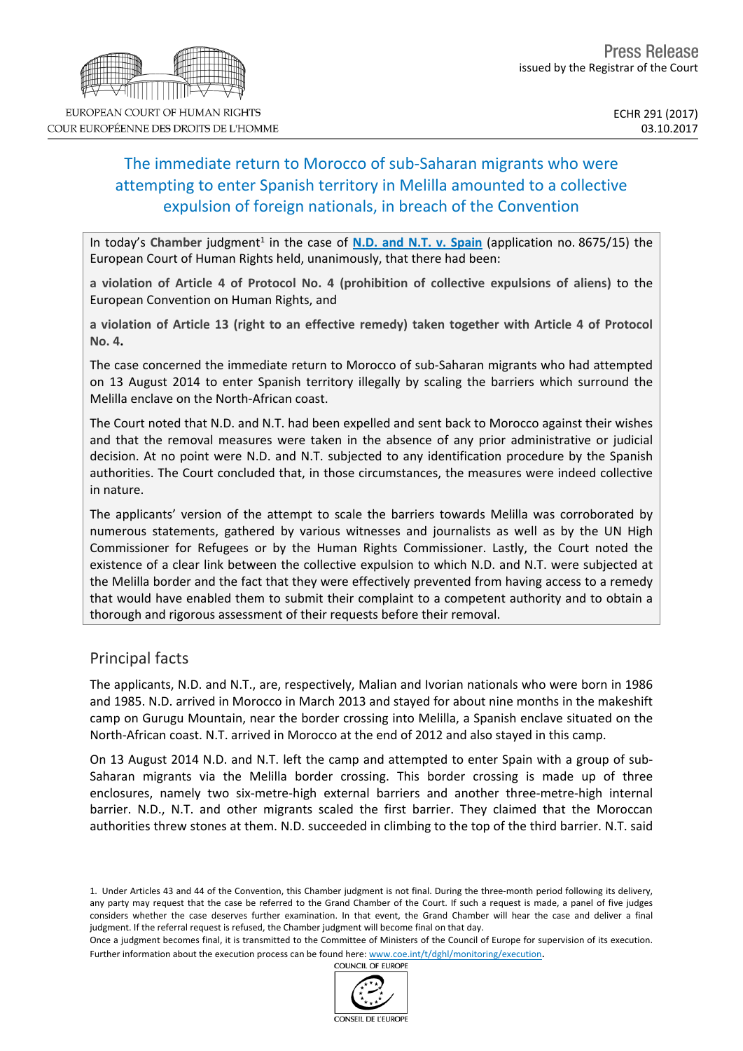EUROPEAN COURT OF HUMAN RIGHTS
COUR EUROPÉENNE DES DROITS DE L'HOMME

Press Release
issued by the Registrar of the Court

ECHR 291 (2017)
03.10.2017

# The immediate return to Morocco of sub-Saharan migrants who were attempting to enter Spanish territory in Melilla amounted to a collective expulsion of foreign nationals, in breach of the Convention

In today's **Chamber** judgment[1] in the case of **N.D. and N.T. v. Spain** (application no. 8675/15) the European Court of Human Rights held, unanimously, that there had been:

**a violation of Article 4 of Protocol No. 4 (prohibition of collective expulsions of aliens)** to the European Convention on Human Rights, and

**a violation of Article 13 (right to an effective remedy) taken together with Article 4 of Protocol No. 4.**

The case concerned the immediate return to Morocco of sub-Saharan migrants who had attempted on 13 August 2014 to enter Spanish territory illegally by scaling the barriers which surround the Melilla enclave on the North-African coast.

The Court noted that N.D. and N.T. had been expelled and sent back to Morocco against their wishes and that the removal measures were taken in the absence of any prior administrative or judicial decision. At no point were N.D. and N.T. subjected to any identification procedure by the Spanish authorities. The Court concluded that, in those circumstances, the measures were indeed collective in nature.

The applicants' version of the attempt to scale the barriers towards Melilla was corroborated by numerous statements, gathered by various witnesses and journalists as well as by the UN High Commissioner for Refugees or by the Human Rights Commissioner. Lastly, the Court noted the existence of a clear link between the collective expulsion to which N.D. and N.T. were subjected at the Melilla border and the fact that they were effectively prevented from having access to a remedy that would have enabled them to submit their complaint to a competent authority and to obtain a thorough and rigorous assessment of their requests before their removal.

## Principal facts

The applicants, N.D. and N.T., are, respectively, Malian and Ivorian nationals who were born in 1986 and 1985. N.D. arrived in Morocco in March 2013 and stayed for about nine months in the makeshift camp on Gurugu Mountain, near the border crossing into Melilla, a Spanish enclave situated on the North-African coast. N.T. arrived in Morocco at the end of 2012 and also stayed in this camp.

On 13 August 2014 N.D. and N.T. left the camp and attempted to enter Spain with a group of sub-Saharan migrants via the Melilla border crossing. This border crossing is made up of three enclosures, namely two six-metre-high external barriers and another three-metre-high internal barrier. N.D., N.T. and other migrants scaled the first barrier. They claimed that the Moroccan authorities threw stones at them. N.D. succeeded in climbing to the top of the third barrier. N.T. said

1. Under Articles 43 and 44 of the Convention, this Chamber judgment is not final. During the three-month period following its delivery, any party may request that the case be referred to the Grand Chamber of the Court. If such a request is made, a panel of five judges considers whether the case deserves further examination. In that event, the Grand Chamber will hear the case and deliver a final judgment. If the referral request is refused, the Chamber judgment will become final on that day.
Once a judgment becomes final, it is transmitted to the Committee of Ministers of the Council of Europe for supervision of its execution. Further information about the execution process can be found here: www.coe.int/t/dghl/monitoring/execution.

COUNCIL OF EUROPE
CONSEIL DE L'EUROPE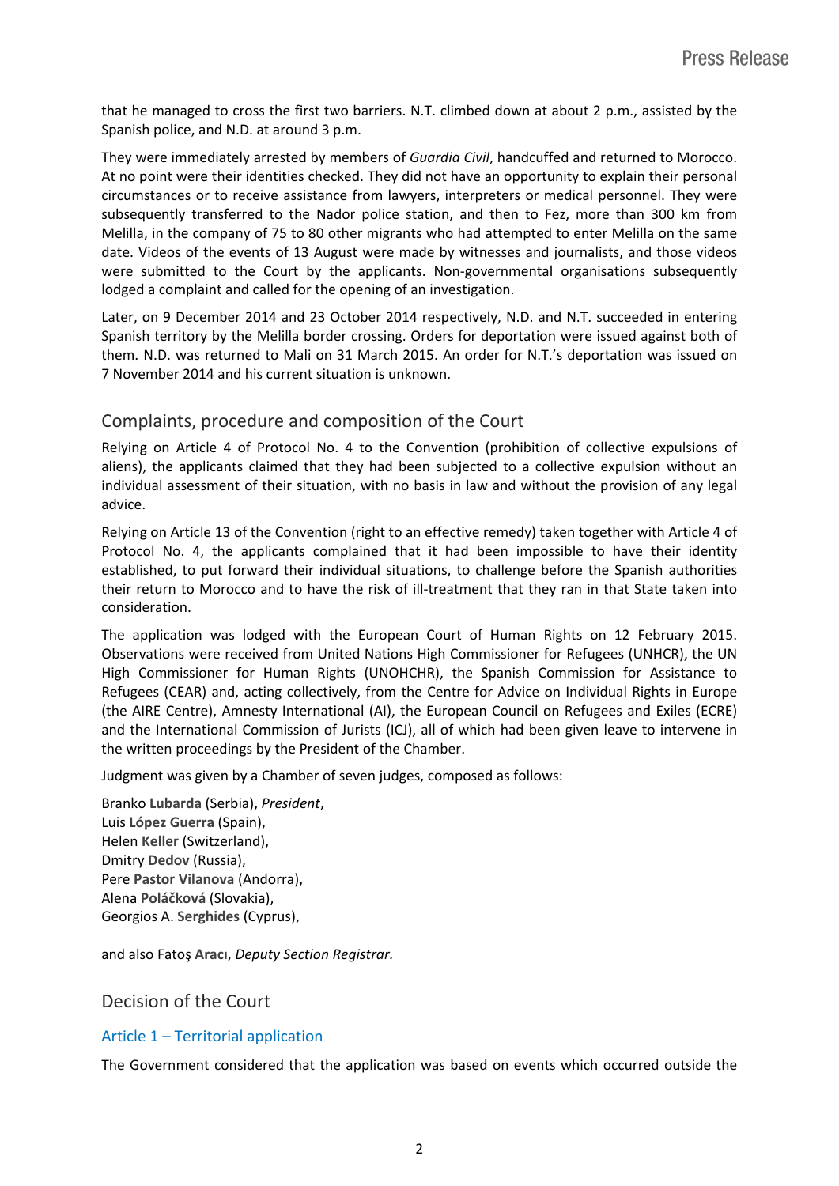that he managed to cross the first two barriers. N.T. climbed down at about 2 p.m., assisted by the Spanish police, and N.D. at around 3 p.m.

They were immediately arrested by members of *Guardia Civil*, handcuffed and returned to Morocco. At no point were their identities checked. They did not have an opportunity to explain their personal circumstances or to receive assistance from lawyers, interpreters or medical personnel. They were subsequently transferred to the Nador police station, and then to Fez, more than 300 km from Melilla, in the company of 75 to 80 other migrants who had attempted to enter Melilla on the same date. Videos of the events of 13 August were made by witnesses and journalists, and those videos were submitted to the Court by the applicants. Non-governmental organisations subsequently lodged a complaint and called for the opening of an investigation.

Later, on 9 December 2014 and 23 October 2014 respectively, N.D. and N.T. succeeded in entering Spanish territory by the Melilla border crossing. Orders for deportation were issued against both of them. N.D. was returned to Mali on 31 March 2015. An order for N.T.'s deportation was issued on 7 November 2014 and his current situation is unknown.

## Complaints, procedure and composition of the Court

Relying on Article 4 of Protocol No. 4 to the Convention (prohibition of collective expulsions of aliens), the applicants claimed that they had been subjected to a collective expulsion without an individual assessment of their situation, with no basis in law and without the provision of any legal advice.

Relying on Article 13 of the Convention (right to an effective remedy) taken together with Article 4 of Protocol No. 4, the applicants complained that it had been impossible to have their identity established, to put forward their individual situations, to challenge before the Spanish authorities their return to Morocco and to have the risk of ill-treatment that they ran in that State taken into consideration.

The application was lodged with the European Court of Human Rights on 12 February 2015. Observations were received from United Nations High Commissioner for Refugees (UNHCR), the UN High Commissioner for Human Rights (UNOHCHR), the Spanish Commission for Assistance to Refugees (CEAR) and, acting collectively, from the Centre for Advice on Individual Rights in Europe (the AIRE Centre), Amnesty International (AI), the European Council on Refugees and Exiles (ECRE) and the International Commission of Jurists (ICJ), all of which had been given leave to intervene in the written proceedings by the President of the Chamber.

Judgment was given by a Chamber of seven judges, composed as follows:

Branko **Lubarda** (Serbia), *President*,
Luis **López Guerra** (Spain),
Helen **Keller** (Switzerland),
Dmitry **Dedov** (Russia),
Pere **Pastor Vilanova** (Andorra),
Alena **Poláčková** (Slovakia),
Georgios A. **Serghides** (Cyprus),

and also Fatoş **Aracı**, *Deputy Section Registrar.*

## Decision of the Court

### Article 1 – Territorial application

The Government considered that the application was based on events which occurred outside the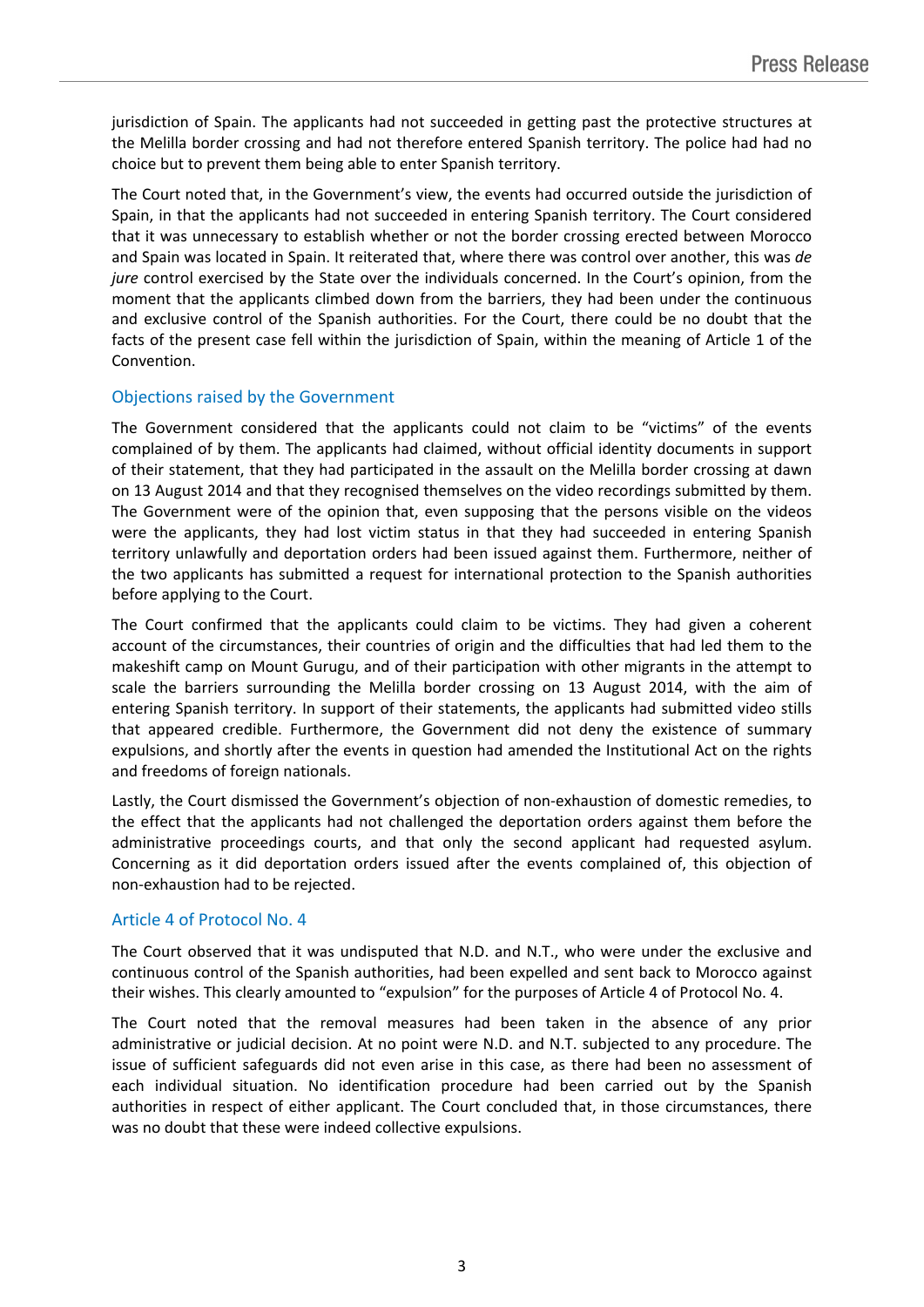jurisdiction of Spain. The applicants had not succeeded in getting past the protective structures at the Melilla border crossing and had not therefore entered Spanish territory. The police had had no choice but to prevent them being able to enter Spanish territory.

The Court noted that, in the Government's view, the events had occurred outside the jurisdiction of Spain, in that the applicants had not succeeded in entering Spanish territory. The Court considered that it was unnecessary to establish whether or not the border crossing erected between Morocco and Spain was located in Spain. It reiterated that, where there was control over another, this was *de jure* control exercised by the State over the individuals concerned. In the Court's opinion, from the moment that the applicants climbed down from the barriers, they had been under the continuous and exclusive control of the Spanish authorities. For the Court, there could be no doubt that the facts of the present case fell within the jurisdiction of Spain, within the meaning of Article 1 of the Convention.

## Objections raised by the Government

The Government considered that the applicants could not claim to be "victims" of the events complained of by them. The applicants had claimed, without official identity documents in support of their statement, that they had participated in the assault on the Melilla border crossing at dawn on 13 August 2014 and that they recognised themselves on the video recordings submitted by them. The Government were of the opinion that, even supposing that the persons visible on the videos were the applicants, they had lost victim status in that they had succeeded in entering Spanish territory unlawfully and deportation orders had been issued against them. Furthermore, neither of the two applicants has submitted a request for international protection to the Spanish authorities before applying to the Court.

The Court confirmed that the applicants could claim to be victims. They had given a coherent account of the circumstances, their countries of origin and the difficulties that had led them to the makeshift camp on Mount Gurugu, and of their participation with other migrants in the attempt to scale the barriers surrounding the Melilla border crossing on 13 August 2014, with the aim of entering Spanish territory. In support of their statements, the applicants had submitted video stills that appeared credible. Furthermore, the Government did not deny the existence of summary expulsions, and shortly after the events in question had amended the Institutional Act on the rights and freedoms of foreign nationals.

Lastly, the Court dismissed the Government's objection of non-exhaustion of domestic remedies, to the effect that the applicants had not challenged the deportation orders against them before the administrative proceedings courts, and that only the second applicant had requested asylum. Concerning as it did deportation orders issued after the events complained of, this objection of non-exhaustion had to be rejected.

## Article 4 of Protocol No. 4

The Court observed that it was undisputed that N.D. and N.T., who were under the exclusive and continuous control of the Spanish authorities, had been expelled and sent back to Morocco against their wishes. This clearly amounted to "expulsion" for the purposes of Article 4 of Protocol No. 4.

The Court noted that the removal measures had been taken in the absence of any prior administrative or judicial decision. At no point were N.D. and N.T. subjected to any procedure. The issue of sufficient safeguards did not even arise in this case, as there had been no assessment of each individual situation. No identification procedure had been carried out by the Spanish authorities in respect of either applicant. The Court concluded that, in those circumstances, there was no doubt that these were indeed collective expulsions.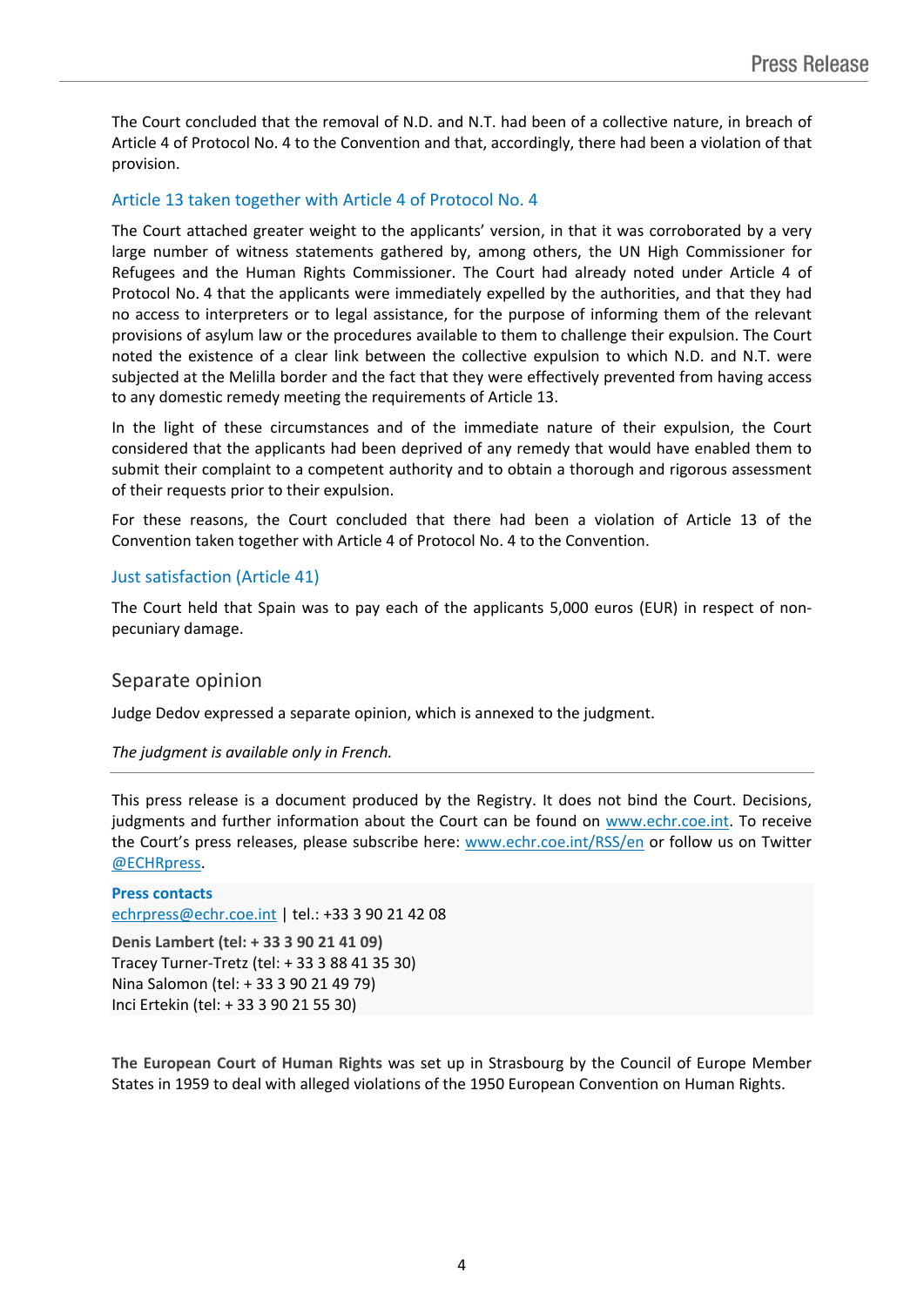The Court concluded that the removal of N.D. and N.T. had been of a collective nature, in breach of Article 4 of Protocol No. 4 to the Convention and that, accordingly, there had been a violation of that provision.

### Article 13 taken together with Article 4 of Protocol No. 4

The Court attached greater weight to the applicants' version, in that it was corroborated by a very large number of witness statements gathered by, among others, the UN High Commissioner for Refugees and the Human Rights Commissioner. The Court had already noted under Article 4 of Protocol No. 4 that the applicants were immediately expelled by the authorities, and that they had no access to interpreters or to legal assistance, for the purpose of informing them of the relevant provisions of asylum law or the procedures available to them to challenge their expulsion. The Court noted the existence of a clear link between the collective expulsion to which N.D. and N.T. were subjected at the Melilla border and the fact that they were effectively prevented from having access to any domestic remedy meeting the requirements of Article 13.

In the light of these circumstances and of the immediate nature of their expulsion, the Court considered that the applicants had been deprived of any remedy that would have enabled them to submit their complaint to a competent authority and to obtain a thorough and rigorous assessment of their requests prior to their expulsion.

For these reasons, the Court concluded that there had been a violation of Article 13 of the Convention taken together with Article 4 of Protocol No. 4 to the Convention.

### Just satisfaction (Article 41)

The Court held that Spain was to pay each of the applicants 5,000 euros (EUR) in respect of non-pecuniary damage.

## Separate opinion

Judge Dedov expressed a separate opinion, which is annexed to the judgment.

*The judgment is available only in French.*

---

This press release is a document produced by the Registry. It does not bind the Court. Decisions, judgments and further information about the Court can be found on www.echr.coe.int. To receive the Court's press releases, please subscribe here: www.echr.coe.int/RSS/en or follow us on Twitter @ECHRpress.

**Press contacts**
echrpress@echr.coe.int | tel.: +33 3 90 21 42 08

**Denis Lambert (tel: + 33 3 90 21 41 09)**
Tracey Turner-Tretz (tel: + 33 3 88 41 35 30)
Nina Salomon (tel: + 33 3 90 21 49 79)
Inci Ertekin (tel: + 33 3 90 21 55 30)

**The European Court of Human Rights** was set up in Strasbourg by the Council of Europe Member States in 1959 to deal with alleged violations of the 1950 European Convention on Human Rights.